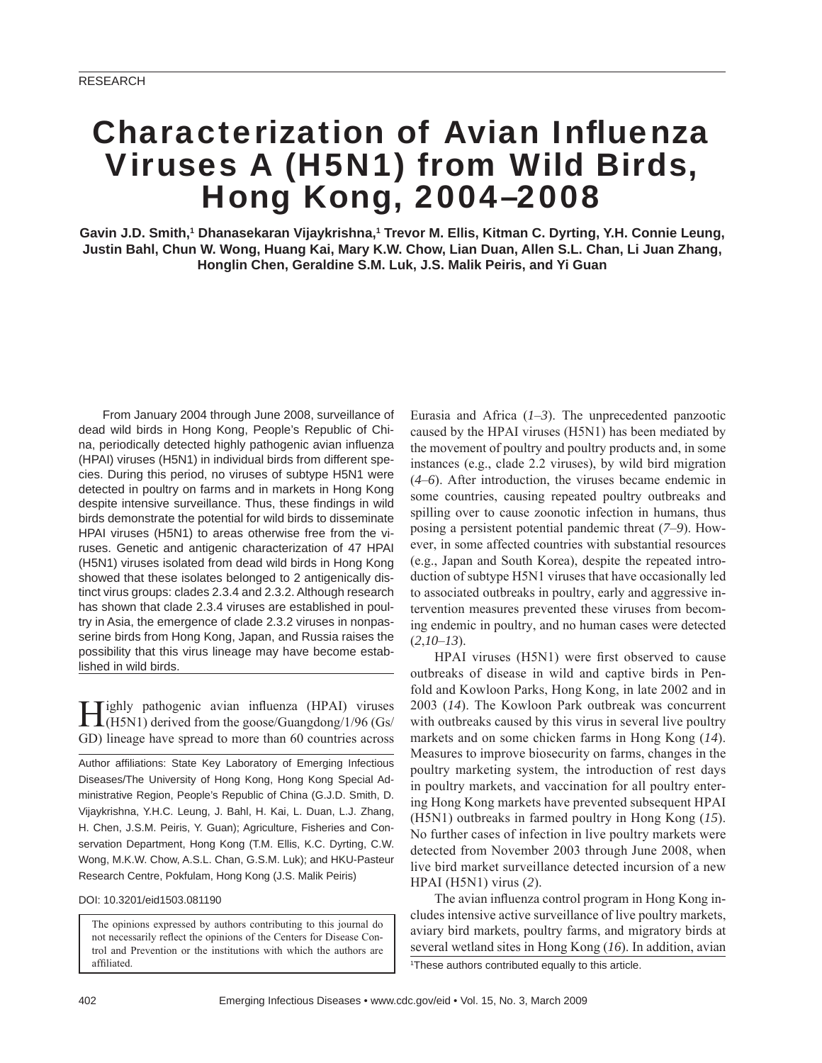RESEARCH

# Characterization of Avian Influenza Viruses A (H5N1) from Wild Birds, Hong Kong, 2004–2008

**Gavin J.D. Smith,[1] Dhanasekaran Vijaykrishna,[1] Trevor M. Ellis, Kitman C. Dyrting, Y.H. Connie Leung, Justin Bahl, Chun W. Wong, Huang Kai, Mary K.W. Chow, Lian Duan, Allen S.L. Chan, Li Juan Zhang, Honglin Chen, Geraldine S.M. Luk, J.S. Malik Peiris, and Yi Guan**

From January 2004 through June 2008, surveillance of dead wild birds in Hong Kong, People's Republic of China, periodically detected highly pathogenic avian influenza (HPAI) viruses (H5N1) in individual birds from different species. During this period, no viruses of subtype H5N1 were detected in poultry on farms and in markets in Hong Kong despite intensive surveillance. Thus, these findings in wild birds demonstrate the potential for wild birds to disseminate HPAI viruses (H5N1) to areas otherwise free from the viruses. Genetic and antigenic characterization of 47 HPAI (H5N1) viruses isolated from dead wild birds in Hong Kong showed that these isolates belonged to 2 antigenically distinct virus groups: clades 2.3.4 and 2.3.2. Although research has shown that clade 2.3.4 viruses are established in poultry in Asia, the emergence of clade 2.3.2 viruses in nonpasserine birds from Hong Kong, Japan, and Russia raises the possibility that this virus lineage may have become established in wild birds.

Highly pathogenic avian influenza (HPAI) viruses (H5N1) derived from the goose/Guangdong/1/96 (Gs/GD) lineage have spread to more than 60 countries across Eurasia and Africa (*1*–*3*). The unprecedented panzootic caused by the HPAI viruses (H5N1) has been mediated by the movement of poultry and poultry products and, in some instances (e.g., clade 2.2 viruses), by wild bird migration (*4*–*6*). After introduction, the viruses became endemic in some countries, causing repeated poultry outbreaks and spilling over to cause zoonotic infection in humans, thus posing a persistent potential pandemic threat (*7*–*9*). However, in some affected countries with substantial resources (e.g., Japan and South Korea), despite the repeated introduction of subtype H5N1 viruses that have occasionally led to associated outbreaks in poultry, early and aggressive intervention measures prevented these viruses from becoming endemic in poultry, and no human cases were detected (*2*,*10*–*13*).

HPAI viruses (H5N1) were first observed to cause outbreaks of disease in wild and captive birds in Penfold and Kowloon Parks, Hong Kong, in late 2002 and in 2003 (*14*). The Kowloon Park outbreak was concurrent with outbreaks caused by this virus in several live poultry markets and on some chicken farms in Hong Kong (*14*). Measures to improve biosecurity on farms, changes in the poultry marketing system, the introduction of rest days in poultry markets, and vaccination for all poultry entering Hong Kong markets have prevented subsequent HPAI (H5N1) outbreaks in farmed poultry in Hong Kong (*15*). No further cases of infection in live poultry markets were detected from November 2003 through June 2008, when live bird market surveillance detected incursion of a new HPAI (H5N1) virus (*2*).

The avian influenza control program in Hong Kong includes intensive active surveillance of live poultry markets, aviary bird markets, poultry farms, and migratory birds at several wetland sites in Hong Kong (*16*). In addition, avian

Author affiliations: State Key Laboratory of Emerging Infectious Diseases/The University of Hong Kong, Hong Kong Special Administrative Region, People's Republic of China (G.J.D. Smith, D. Vijaykrishna, Y.H.C. Leung, J. Bahl, H. Kai, L. Duan, L.J. Zhang, H. Chen, J.S.M. Peiris, Y. Guan); Agriculture, Fisheries and Conservation Department, Hong Kong (T.M. Ellis, K.C. Dyrting, C.W. Wong, M.K.W. Chow, A.S.L. Chan, G.S.M. Luk); and HKU-Pasteur Research Centre, Pokfulam, Hong Kong (J.S. Malik Peiris)

DOI: 10.3201/eid1503.081190

The opinions expressed by authors contributing to this journal do not necessarily reflect the opinions of the Centers for Disease Control and Prevention or the institutions with which the authors are affiliated.

[1]These authors contributed equally to this article.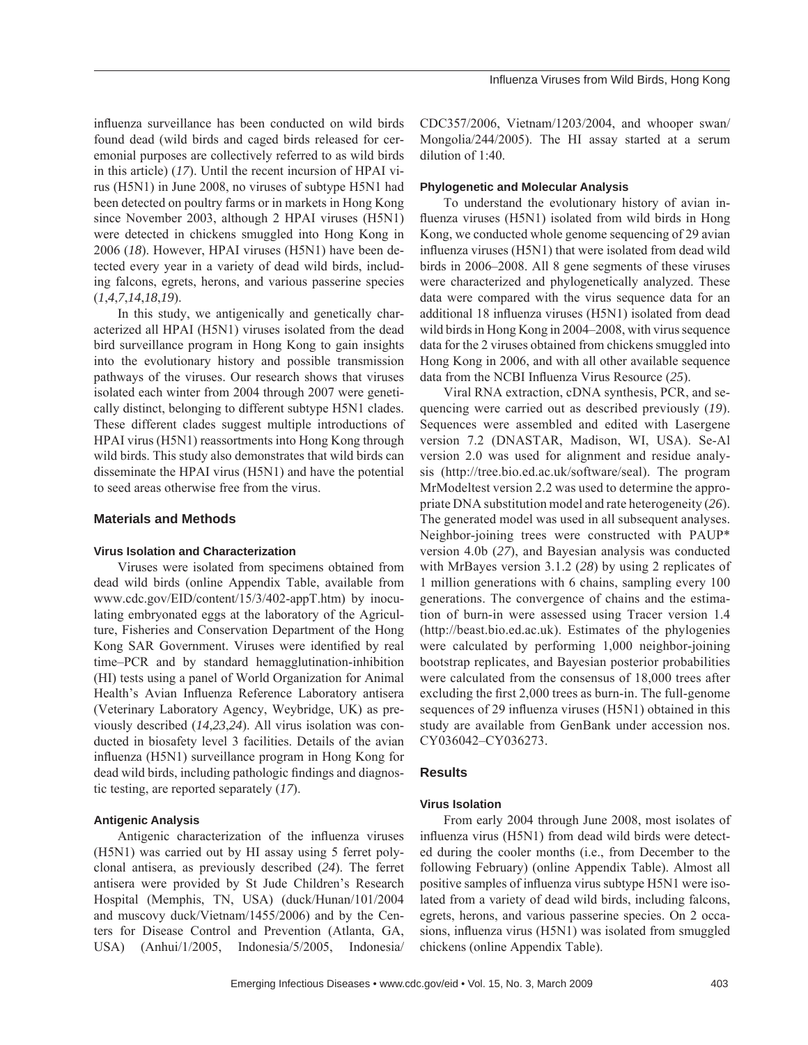influenza surveillance has been conducted on wild birds found dead (wild birds and caged birds released for ceremonial purposes are collectively referred to as wild birds in this article) (*17*). Until the recent incursion of HPAI virus (H5N1) in June 2008, no viruses of subtype H5N1 had been detected on poultry farms or in markets in Hong Kong since November 2003, although 2 HPAI viruses (H5N1) were detected in chickens smuggled into Hong Kong in 2006 (*18*). However, HPAI viruses (H5N1) have been detected every year in a variety of dead wild birds, including falcons, egrets, herons, and various passerine species (*1*,*4*,*7*,*14*,*18*,*19*).

In this study, we antigenically and genetically characterized all HPAI (H5N1) viruses isolated from the dead bird surveillance program in Hong Kong to gain insights into the evolutionary history and possible transmission pathways of the viruses. Our research shows that viruses isolated each winter from 2004 through 2007 were genetically distinct, belonging to different subtype H5N1 clades. These different clades suggest multiple introductions of HPAI virus (H5N1) reassortments into Hong Kong through wild birds. This study also demonstrates that wild birds can disseminate the HPAI virus (H5N1) and have the potential to seed areas otherwise free from the virus.

## Materials and Methods

### Virus Isolation and Characterization

Viruses were isolated from specimens obtained from dead wild birds (online Appendix Table, available from www.cdc.gov/EID/content/15/3/402-appT.htm) by inoculating embryonated eggs at the laboratory of the Agriculture, Fisheries and Conservation Department of the Hong Kong SAR Government. Viruses were identified by real time–PCR and by standard hemagglutination-inhibition (HI) tests using a panel of World Organization for Animal Health's Avian Influenza Reference Laboratory antisera (Veterinary Laboratory Agency, Weybridge, UK) as previously described (*14*,*23*,*24*). All virus isolation was conducted in biosafety level 3 facilities. Details of the avian influenza (H5N1) surveillance program in Hong Kong for dead wild birds, including pathologic findings and diagnostic testing, are reported separately (*17*).

### Antigenic Analysis

Antigenic characterization of the influenza viruses (H5N1) was carried out by HI assay using 5 ferret polyclonal antisera, as previously described (*24*). The ferret antisera were provided by St Jude Children's Research Hospital (Memphis, TN, USA) (duck/Hunan/101/2004 and muscovy duck/Vietnam/1455/2006) and by the Centers for Disease Control and Prevention (Atlanta, GA, USA) (Anhui/1/2005, Indonesia/5/2005, Indonesia/CDC357/2006, Vietnam/1203/2004, and whooper swan/Mongolia/244/2005). The HI assay started at a serum dilution of 1:40.

### Phylogenetic and Molecular Analysis

To understand the evolutionary history of avian influenza viruses (H5N1) isolated from wild birds in Hong Kong, we conducted whole genome sequencing of 29 avian influenza viruses (H5N1) that were isolated from dead wild birds in 2006–2008. All 8 gene segments of these viruses were characterized and phylogenetically analyzed. These data were compared with the virus sequence data for an additional 18 influenza viruses (H5N1) isolated from dead wild birds in Hong Kong in 2004–2008, with virus sequence data for the 2 viruses obtained from chickens smuggled into Hong Kong in 2006, and with all other available sequence data from the NCBI Influenza Virus Resource (*25*).

Viral RNA extraction, cDNA synthesis, PCR, and sequencing were carried out as described previously (*19*). Sequences were assembled and edited with Lasergene version 7.2 (DNASTAR, Madison, WI, USA). Se-Al version 2.0 was used for alignment and residue analysis (http://tree.bio.ed.ac.uk/software/seal). The program MrModeltest version 2.2 was used to determine the appropriate DNA substitution model and rate heterogeneity (*26*). The generated model was used in all subsequent analyses. Neighbor-joining trees were constructed with PAUP* version 4.0b (*27*), and Bayesian analysis was conducted with MrBayes version 3.1.2 (*28*) by using 2 replicates of 1 million generations with 6 chains, sampling every 100 generations. The convergence of chains and the estimation of burn-in were assessed using Tracer version 1.4 (http://beast.bio.ed.ac.uk). Estimates of the phylogenies were calculated by performing 1,000 neighbor-joining bootstrap replicates, and Bayesian posterior probabilities were calculated from the consensus of 18,000 trees after excluding the first 2,000 trees as burn-in. The full-genome sequences of 29 influenza viruses (H5N1) obtained in this study are available from GenBank under accession nos. CY036042–CY036273.

## Results

### Virus Isolation

From early 2004 through June 2008, most isolates of influenza virus (H5N1) from dead wild birds were detected during the cooler months (i.e., from December to the following February) (online Appendix Table). Almost all positive samples of influenza virus subtype H5N1 were isolated from a variety of dead wild birds, including falcons, egrets, herons, and various passerine species. On 2 occasions, influenza virus (H5N1) was isolated from smuggled chickens (online Appendix Table).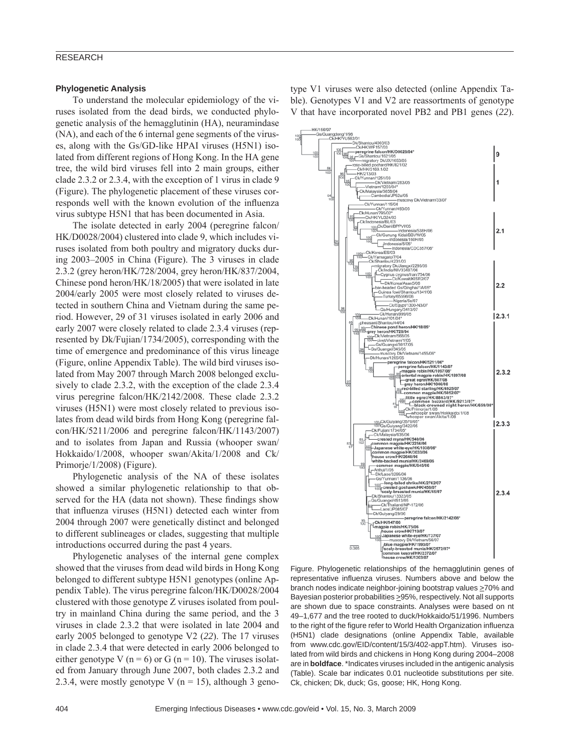### Phylogenetic Analysis

To understand the molecular epidemiology of the viruses isolated from the dead birds, we conducted phylogenetic analysis of the hemagglutinin (HA), neuramindase (NA), and each of the 6 internal gene segments of the viruses, along with the Gs/GD-like HPAI viruses (H5N1) isolated from different regions of Hong Kong. In the HA gene tree, the wild bird viruses fell into 2 main groups, either clade 2.3.2 or 2.3.4, with the exception of 1 virus in clade 9 (Figure). The phylogenetic placement of these viruses corresponds well with the known evolution of the influenza virus subtype H5N1 that has been documented in Asia.

The isolate detected in early 2004 (peregrine falcon/HK/D0028/2004) clustered into clade 9, which includes viruses isolated from both poultry and migratory ducks during 2003–2005 in China (Figure). The 3 viruses in clade 2.3.2 (grey heron/HK/728/2004, grey heron/HK/837/2004, Chinese pond heron/HK/18/2005) that were isolated in late 2004/early 2005 were most closely related to viruses detected in southern China and Vietnam during the same period. However, 29 of 31 viruses isolated in early 2006 and early 2007 were closely related to clade 2.3.4 viruses (represented by Dk/Fujian/1734/2005), corresponding with the time of emergence and predominance of this virus lineage (Figure, online Appendix Table). The wild bird viruses isolated from May 2007 through March 2008 belonged exclusively to clade 2.3.2, with the exception of the clade 2.3.4 virus peregrine falcon/HK/2142/2008. These clade 2.3.2 viruses (H5N1) were most closely related to previous isolates from dead wild birds from Hong Kong (peregrine falcon/HK/5211/2006 and peregrine falcon/HK/1143/2007) and to isolates from Japan and Russia (whooper swan/Hokkaido/1/2008, whooper swan/Akita/1/2008 and Ck/Primorje/1/2008) (Figure).

Phylogenetic analysis of the NA of these isolates showed a similar phylogenetic relationship to that observed for the HA (data not shown). These findings show that influenza viruses (H5N1) detected each winter from 2004 through 2007 were genetically distinct and belonged to different sublineages or clades, suggesting that multiple introductions occurred during the past 4 years.

Phylogenetic analyses of the internal gene complex showed that the viruses from dead wild birds in Hong Kong belonged to different subtype H5N1 genotypes (online Appendix Table). The virus peregrine falcon/HK/D0028/2004 clustered with those genotype Z viruses isolated from poultry in mainland China during the same period, and the 3 viruses in clade 2.3.2 that were isolated in late 2004 and early 2005 belonged to genotype V2 (*22*). The 17 viruses in clade 2.3.4 that were detected in early 2006 belonged to either genotype V (n = 6) or G (n = 10). The viruses isolated from January through June 2007, both clades 2.3.2 and 2.3.4, were mostly genotype V (n = 15), although 3 genotype V1 viruses were also detected (online Appendix Table). Genotypes V1 and V2 are reassortments of genotype V that have incorporated novel PB2 and PB1 genes (*22*).

Figure. Phylogenetic relationships of the hemagglutinin genes of representative influenza viruses. Numbers above and below the branch nodes indicate neighbor-joining bootstrap values ≥70% and Bayesian posterior probabilities ≥95%, respectively. Not all supports are shown due to space constraints. Analyses were based on nt 49–1,677 and the tree rooted to duck/Hokkaido/51/1996. Numbers to the right of the figure refer to World Health Organization influenza (H5N1) clade designations (online Appendix Table, available from www.cdc.gov/EID/content/15/3/402-appT.htm). Viruses isolated from wild birds and chickens in Hong Kong during 2004–2008 are in **boldface**. *Indicates viruses included in the antigenic analysis (Table). Scale bar indicates 0.01 nucleotide substitutions per site. Ck, chicken; Dk, duck; Gs, goose; HK, Hong Kong.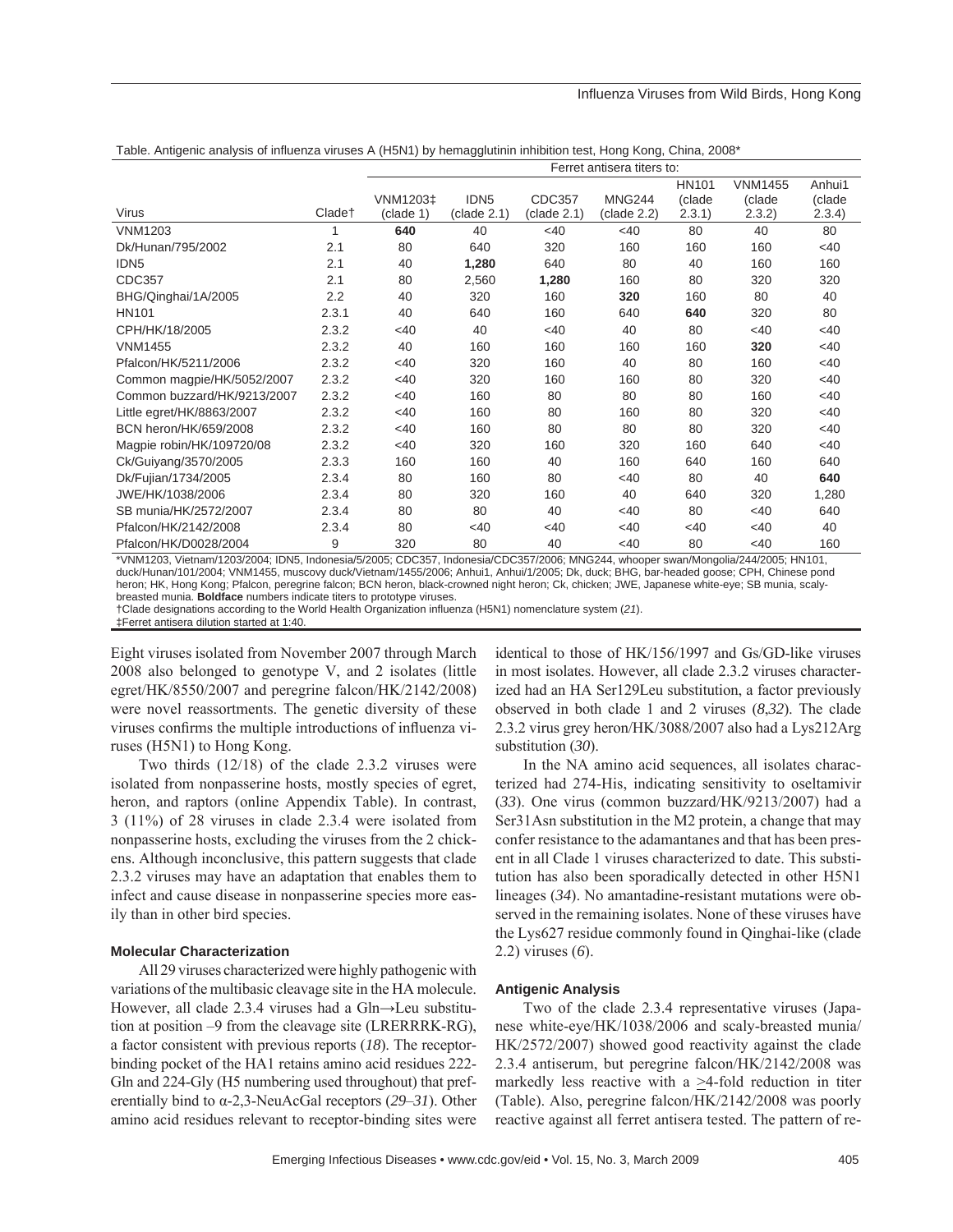Table. Antigenic analysis of influenza viruses A (H5N1) by hemagglutinin inhibition test, Hong Kong, China, 2008*

| Virus | Clade† | Ferret antisera titers to: VNM1203‡ (clade 1) | IDN5 (clade 2.1) | CDC357 (clade 2.1) | MNG244 (clade 2.2) | HN101 (clade 2.3.1) | VNM1455 (clade 2.3.2) | Anhui1 (clade 2.3.4) |
|---|---|---|---|---|---|---|---|---|
| VNM1203 | 1 | **640** | 40 | <40 | <40 | 80 | 40 | 80 |
| Dk/Hunan/795/2002 | 2.1 | 80 | 640 | 320 | 160 | 160 | 160 | <40 |
| IDN5 | 2.1 | 40 | **1,280** | 640 | 80 | 40 | 160 | 160 |
| CDC357 | 2.1 | 80 | 2,560 | **1,280** | 160 | 80 | 320 | 320 |
| BHG/Qinghai/1A/2005 | 2.2 | 40 | 320 | 160 | **320** | 160 | 80 | 40 |
| HN101 | 2.3.1 | 40 | 640 | 160 | 640 | **640** | 320 | 80 |
| CPH/HK/18/2005 | 2.3.2 | <40 | 40 | <40 | 40 | 80 | <40 | <40 |
| VNM1455 | 2.3.2 | 40 | 160 | 160 | 160 | 160 | **320** | <40 |
| Pfalcon/HK/5211/2006 | 2.3.2 | <40 | 320 | 160 | 40 | 80 | 160 | <40 |
| Common magpie/HK/5052/2007 | 2.3.2 | <40 | 320 | 160 | 160 | 80 | 320 | <40 |
| Common buzzard/HK/9213/2007 | 2.3.2 | <40 | 160 | 80 | 80 | 80 | 160 | <40 |
| Little egret/HK/8863/2007 | 2.3.2 | <40 | 160 | 80 | 160 | 80 | 320 | <40 |
| BCN heron/HK/659/2008 | 2.3.2 | <40 | 160 | 80 | 80 | 80 | 320 | <40 |
| Magpie robin/HK/109720/08 | 2.3.2 | <40 | 320 | 160 | 320 | 160 | 640 | <40 |
| Ck/Guiyang/3570/2005 | 2.3.3 | 160 | 160 | 40 | 160 | 640 | 160 | 640 |
| Dk/Fujian/1734/2005 | 2.3.4 | 80 | 160 | 80 | <40 | 80 | 40 | **640** |
| JWE/HK/1038/2006 | 2.3.4 | 80 | 320 | 160 | 40 | 640 | 320 | 1,280 |
| SB munia/HK/2572/2007 | 2.3.4 | 80 | 80 | 40 | <40 | 80 | <40 | 640 |
| Pfalcon/HK/2142/2008 | 2.3.4 | 80 | <40 | <40 | <40 | <40 | <40 | 40 |
| Pfalcon/HK/D0028/2004 | 9 | 320 | 80 | 40 | <40 | 80 | <40 | 160 |

*VNM1203, Vietnam/1203/2004; IDN5, Indonesia/5/2005; CDC357, Indonesia/CDC357/2006; MNG244, whooper swan/Mongolia/244/2005; HN101, duck/Hunan/101/2004; VNM1455, muscovy duck/Vietnam/1455/2006; Anhui1, Anhui/1/2005; Dk, duck; BHG, bar-headed goose; CPH, Chinese pond heron; HK, Hong Kong; Pfalcon, peregrine falcon; BCN heron, black-crowned night heron; Ck, chicken; JWE, Japanese white-eye; SB munia, scaly-breasted munia. **Boldface** numbers indicate titers to prototype viruses.
†Clade designations according to the World Health Organization influenza (H5N1) nomenclature system (*21*).
‡Ferret antisera dilution started at 1:40.

Eight viruses isolated from November 2007 through March 2008 also belonged to genotype V, and 2 isolates (little egret/HK/8550/2007 and peregrine falcon/HK/2142/2008) were novel reassortments. The genetic diversity of these viruses confirms the multiple introductions of influenza viruses (H5N1) to Hong Kong.

Two thirds (12/18) of the clade 2.3.2 viruses were isolated from nonpasserine hosts, mostly species of egret, heron, and raptors (online Appendix Table). In contrast, 3 (11%) of 28 viruses in clade 2.3.4 were isolated from nonpasserine hosts, excluding the viruses from the 2 chickens. Although inconclusive, this pattern suggests that clade 2.3.2 viruses may have an adaptation that enables them to infect and cause disease in nonpasserine species more easily than in other bird species.

### Molecular Characterization

All 29 viruses characterized were highly pathogenic with variations of the multibasic cleavage site in the HA molecule. However, all clade 2.3.4 viruses had a Gln→Leu substitution at position –9 from the cleavage site (LRERRRK-RG), a factor consistent with previous reports (*18*). The receptor-binding pocket of the HA1 retains amino acid residues 222-Gln and 224-Gly (H5 numbering used throughout) that preferentially bind to α-2,3-NeuAcGal receptors (*29*–*31*). Other amino acid residues relevant to receptor-binding sites were identical to those of HK/156/1997 and Gs/GD-like viruses in most isolates. However, all clade 2.3.2 viruses characterized had an HA Ser129Leu substitution, a factor previously observed in both clade 1 and 2 viruses (*8*,*32*). The clade 2.3.2 virus grey heron/HK/3088/2007 also had a Lys212Arg substitution (*30*).

In the NA amino acid sequences, all isolates characterized had 274-His, indicating sensitivity to oseltamivir (*33*). One virus (common buzzard/HK/9213/2007) had a Ser31Asn substitution in the M2 protein, a change that may confer resistance to the adamantanes and that has been present in all Clade 1 viruses characterized to date. This substitution has also been sporadically detected in other H5N1 lineages (*34*). No amantadine-resistant mutations were observed in the remaining isolates. None of these viruses have the Lys627 residue commonly found in Qinghai-like (clade 2.2) viruses (*6*).

### Antigenic Analysis

Two of the clade 2.3.4 representative viruses (Japanese white-eye/HK/1038/2006 and scaly-breasted munia/HK/2572/2007) showed good reactivity against the clade 2.3.4 antiserum, but peregrine falcon/HK/2142/2008 was markedly less reactive with a $\geq$4-fold reduction in titer (Table). Also, peregrine falcon/HK/2142/2008 was poorly reactive against all ferret antisera tested. The pattern of re-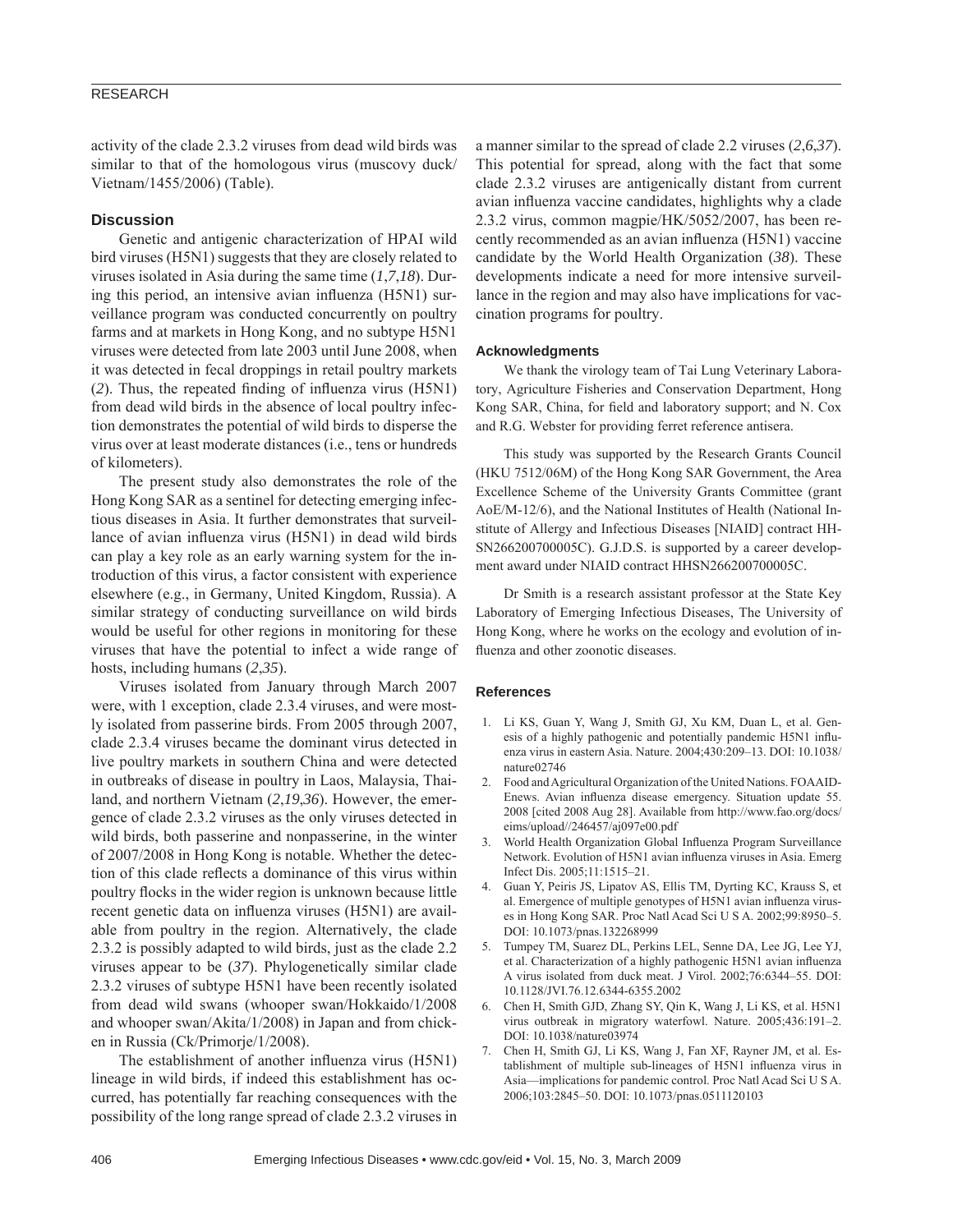activity of the clade 2.3.2 viruses from dead wild birds was similar to that of the homologous virus (muscovy duck/Vietnam/1455/2006) (Table).

## Discussion

Genetic and antigenic characterization of HPAI wild bird viruses (H5N1) suggests that they are closely related to viruses isolated in Asia during the same time (*1*,*7*,*18*). During this period, an intensive avian influenza (H5N1) surveillance program was conducted concurrently on poultry farms and at markets in Hong Kong, and no subtype H5N1 viruses were detected from late 2003 until June 2008, when it was detected in fecal droppings in retail poultry markets (*2*). Thus, the repeated finding of influenza virus (H5N1) from dead wild birds in the absence of local poultry infection demonstrates the potential of wild birds to disperse the virus over at least moderate distances (i.e., tens or hundreds of kilometers).

The present study also demonstrates the role of the Hong Kong SAR as a sentinel for detecting emerging infectious diseases in Asia. It further demonstrates that surveillance of avian influenza virus (H5N1) in dead wild birds can play a key role as an early warning system for the introduction of this virus, a factor consistent with experience elsewhere (e.g., in Germany, United Kingdom, Russia). A similar strategy of conducting surveillance on wild birds would be useful for other regions in monitoring for these viruses that have the potential to infect a wide range of hosts, including humans (*2*,*35*).

Viruses isolated from January through March 2007 were, with 1 exception, clade 2.3.4 viruses, and were mostly isolated from passerine birds. From 2005 through 2007, clade 2.3.4 viruses became the dominant virus detected in live poultry markets in southern China and were detected in outbreaks of disease in poultry in Laos, Malaysia, Thailand, and northern Vietnam (*2*,*19*,*36*). However, the emergence of clade 2.3.2 viruses as the only viruses detected in wild birds, both passerine and nonpasserine, in the winter of 2007/2008 in Hong Kong is notable. Whether the detection of this clade reflects a dominance of this virus within poultry flocks in the wider region is unknown because little recent genetic data on influenza viruses (H5N1) are available from poultry in the region. Alternatively, the clade 2.3.2 is possibly adapted to wild birds, just as the clade 2.2 viruses appear to be (*37*). Phylogenetically similar clade 2.3.2 viruses of subtype H5N1 have been recently isolated from dead wild swans (whooper swan/Hokkaido/1/2008 and whooper swan/Akita/1/2008) in Japan and from chicken in Russia (Ck/Primorje/1/2008).

The establishment of another influenza virus (H5N1) lineage in wild birds, if indeed this establishment has occurred, has potentially far reaching consequences with the possibility of the long range spread of clade 2.3.2 viruses in a manner similar to the spread of clade 2.2 viruses (*2*,*6*,*37*). This potential for spread, along with the fact that some clade 2.3.2 viruses are antigenically distant from current avian influenza vaccine candidates, highlights why a clade 2.3.2 virus, common magpie/HK/5052/2007, has been recently recommended as an avian influenza (H5N1) vaccine candidate by the World Health Organization (*38*). These developments indicate a need for more intensive surveillance in the region and may also have implications for vaccination programs for poultry.

### Acknowledgments

We thank the virology team of Tai Lung Veterinary Laboratory, Agriculture Fisheries and Conservation Department, Hong Kong SAR, China, for field and laboratory support; and N. Cox and R.G. Webster for providing ferret reference antisera.

This study was supported by the Research Grants Council (HKU 7512/06M) of the Hong Kong SAR Government, the Area Excellence Scheme of the University Grants Committee (grant AoE/M-12/6), and the National Institutes of Health (National Institute of Allergy and Infectious Diseases [NIAID] contract HHSN266200700005C). G.J.D.S. is supported by a career development award under NIAID contract HHSN266200700005C.

Dr Smith is a research assistant professor at the State Key Laboratory of Emerging Infectious Diseases, The University of Hong Kong, where he works on the ecology and evolution of influenza and other zoonotic diseases.

## References

1. Li KS, Guan Y, Wang J, Smith GJ, Xu KM, Duan L, et al. Genesis of a highly pathogenic and potentially pandemic H5N1 influenza virus in eastern Asia. Nature. 2004;430:209–13. DOI: 10.1038/nature02746
2. Food and Agricultural Organization of the United Nations. FOAAID-Enews. Avian influenza disease emergency. Situation update 55. 2008 [cited 2008 Aug 28]. Available from http://www.fao.org/docs/eims/upload//246457/aj097e00.pdf
3. World Health Organization Global Influenza Program Surveillance Network. Evolution of H5N1 avian influenza viruses in Asia. Emerg Infect Dis. 2005;11:1515–21.
4. Guan Y, Peiris JS, Lipatov AS, Ellis TM, Dyrting KC, Krauss S, et al. Emergence of multiple genotypes of H5N1 avian influenza viruses in Hong Kong SAR. Proc Natl Acad Sci U S A. 2002;99:8950–5. DOI: 10.1073/pnas.132268999
5. Tumpey TM, Suarez DL, Perkins LEL, Senne DA, Lee JG, Lee YJ, et al. Characterization of a highly pathogenic H5N1 avian influenza A virus isolated from duck meat. J Virol. 2002;76:6344–55. DOI: 10.1128/JVI.76.12.6344-6355.2002
6. Chen H, Smith GJD, Zhang SY, Qin K, Wang J, Li KS, et al. H5N1 virus outbreak in migratory waterfowl. Nature. 2005;436:191–2. DOI: 10.1038/nature03974
7. Chen H, Smith GJ, Li KS, Wang J, Fan XF, Rayner JM, et al. Establishment of multiple sub-lineages of H5N1 influenza virus in Asia—implications for pandemic control. Proc Natl Acad Sci U S A. 2006;103:2845–50. DOI: 10.1073/pnas.0511120103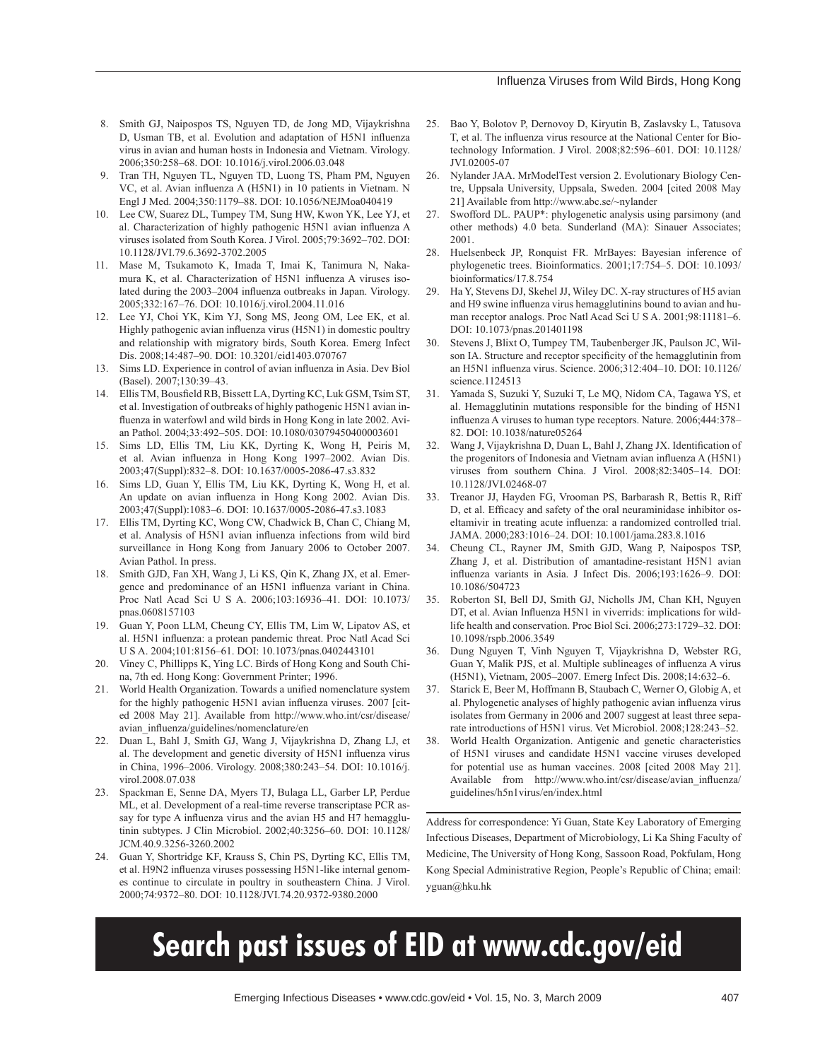8. Smith GJ, Naipospos TS, Nguyen TD, de Jong MD, Vijaykrishna D, Usman TB, et al. Evolution and adaptation of H5N1 influenza virus in avian and human hosts in Indonesia and Vietnam. Virology. 2006;350:258–68. DOI: 10.1016/j.virol.2006.03.048
9. Tran TH, Nguyen TL, Nguyen TD, Luong TS, Pham PM, Nguyen VC, et al. Avian influenza A (H5N1) in 10 patients in Vietnam. N Engl J Med. 2004;350:1179–88. DOI: 10.1056/NEJMoa040419
10. Lee CW, Suarez DL, Tumpey TM, Sung HW, Kwon YK, Lee YJ, et al. Characterization of highly pathogenic H5N1 avian influenza A viruses isolated from South Korea. J Virol. 2005;79:3692–702. DOI: 10.1128/JVI.79.6.3692-3702.2005
11. Mase M, Tsukamoto K, Imada T, Imai K, Tanimura N, Nakamura K, et al. Characterization of H5N1 influenza A viruses isolated during the 2003–2004 influenza outbreaks in Japan. Virology. 2005;332:167–76. DOI: 10.1016/j.virol.2004.11.016
12. Lee YJ, Choi YK, Kim YJ, Song MS, Jeong OM, Lee EK, et al. Highly pathogenic avian influenza virus (H5N1) in domestic poultry and relationship with migratory birds, South Korea. Emerg Infect Dis. 2008;14:487–90. DOI: 10.3201/eid1403.070767
13. Sims LD. Experience in control of avian influenza in Asia. Dev Biol (Basel). 2007;130:39–43.
14. Ellis TM, Bousfield RB, Bissett LA, Dyrting KC, Luk GSM, Tsim ST, et al. Investigation of outbreaks of highly pathogenic H5N1 avian influenza in waterfowl and wild birds in Hong Kong in late 2002. Avian Pathol. 2004;33:492–505. DOI: 10.1080/03079450400003601
15. Sims LD, Ellis TM, Liu KK, Dyrting K, Wong H, Peiris M, et al. Avian influenza in Hong Kong 1997–2002. Avian Dis. 2003;47(Suppl):832–8. DOI: 10.1637/0005-2086-47.s3.832
16. Sims LD, Guan Y, Ellis TM, Liu KK, Dyrting K, Wong H, et al. An update on avian influenza in Hong Kong 2002. Avian Dis. 2003;47(Suppl):1083–6. DOI: 10.1637/0005-2086-47.s3.1083
17. Ellis TM, Dyrting KC, Wong CW, Chadwick B, Chan C, Chiang M, et al. Analysis of H5N1 avian influenza infections from wild bird surveillance in Hong Kong from January 2006 to October 2007. Avian Pathol. In press.
18. Smith GJD, Fan XH, Wang J, Li KS, Qin K, Zhang JX, et al. Emergence and predominance of an H5N1 influenza variant in China. Proc Natl Acad Sci U S A. 2006;103:16936–41. DOI: 10.1073/pnas.0608157103
19. Guan Y, Poon LLM, Cheung CY, Ellis TM, Lim W, Lipatov AS, et al. H5N1 influenza: a protean pandemic threat. Proc Natl Acad Sci U S A. 2004;101:8156–61. DOI: 10.1073/pnas.0402443101
20. Viney C, Phillipps K, Ying LC. Birds of Hong Kong and South China, 7th ed. Hong Kong: Government Printer; 1996.
21. World Health Organization. Towards a unified nomenclature system for the highly pathogenic H5N1 avian influenza viruses. 2007 [cited 2008 May 21]. Available from http://www.who.int/csr/disease/avian_influenza/guidelines/nomenclature/en
22. Duan L, Bahl J, Smith GJ, Wang J, Vijaykrishna D, Zhang LJ, et al. The development and genetic diversity of H5N1 influenza virus in China, 1996–2006. Virology. 2008;380:243–54. DOI: 10.1016/j.virol.2008.07.038
23. Spackman E, Senne DA, Myers TJ, Bulaga LL, Garber LP, Perdue ML, et al. Development of a real-time reverse transcriptase PCR assay for type A influenza virus and the avian H5 and H7 hemagglutinin subtypes. J Clin Microbiol. 2002;40:3256–60. DOI: 10.1128/JCM.40.9.3256-3260.2002
24. Guan Y, Shortridge KF, Krauss S, Chin PS, Dyrting KC, Ellis TM, et al. H9N2 influenza viruses possessing H5N1-like internal genomes continue to circulate in poultry in southeastern China. J Virol. 2000;74:9372–80. DOI: 10.1128/JVI.74.20.9372-9380.2000
25. Bao Y, Bolotov P, Dernovoy D, Kiryutin B, Zaslavsky L, Tatusova T, et al. The influenza virus resource at the National Center for Biotechnology Information. J Virol. 2008;82:596–601. DOI: 10.1128/JVI.02005-07
26. Nylander JAA. MrModelTest version 2. Evolutionary Biology Centre, Uppsala University, Uppsala, Sweden. 2004 [cited 2008 May 21] Available from http://www.abc.se/~nylander
27. Swofford DL. PAUP*: phylogenetic analysis using parsimony (and other methods) 4.0 beta. Sunderland (MA): Sinauer Associates; 2001.
28. Huelsenbeck JP, Ronquist FR. MrBayes: Bayesian inference of phylogenetic trees. Bioinformatics. 2001;17:754–5. DOI: 10.1093/bioinformatics/17.8.754
29. Ha Y, Stevens DJ, Skehel JJ, Wiley DC. X-ray structures of H5 avian and H9 swine influenza virus hemagglutinins bound to avian and human receptor analogs. Proc Natl Acad Sci U S A. 2001;98:11181–6. DOI: 10.1073/pnas.201401198
30. Stevens J, Blixt O, Tumpey TM, Taubenberger JK, Paulson JC, Wilson IA. Structure and receptor specificity of the hemagglutinin from an H5N1 influenza virus. Science. 2006;312:404–10. DOI: 10.1126/science.1124513
31. Yamada S, Suzuki Y, Suzuki T, Le MQ, Nidom CA, Tagawa YS, et al. Hemagglutinin mutations responsible for the binding of H5N1 influenza A viruses to human type receptors. Nature. 2006;444:378–82. DOI: 10.1038/nature05264
32. Wang J, Vijaykrishna D, Duan L, Bahl J, Zhang JX. Identification of the progenitors of Indonesia and Vietnam avian influenza A (H5N1) viruses from southern China. J Virol. 2008;82:3405–14. DOI: 10.1128/JVI.02468-07
33. Treanor JJ, Hayden FG, Vrooman PS, Barbarash R, Bettis R, Riff D, et al. Efficacy and safety of the oral neuraminidase inhibitor oseltamivir in treating acute influenza: a randomized controlled trial. JAMA. 2000;283:1016–24. DOI: 10.1001/jama.283.8.1016
34. Cheung CL, Rayner JM, Smith GJD, Wang P, Naipospos TSP, Zhang J, et al. Distribution of amantadine-resistant H5N1 avian influenza variants in Asia. J Infect Dis. 2006;193:1626–9. DOI: 10.1086/504723
35. Roberton SI, Bell DJ, Smith GJ, Nicholls JM, Chan KH, Nguyen DT, et al. Avian Influenza H5N1 in viverrids: implications for wildlife health and conservation. Proc Biol Sci. 2006;273:1729–32. DOI: 10.1098/rspb.2006.3549
36. Dung Nguyen T, Vinh Nguyen T, Vijaykrishna D, Webster RG, Guan Y, Malik PJS, et al. Multiple sublineages of influenza A virus (H5N1), Vietnam, 2005–2007. Emerg Infect Dis. 2008;14:632–6.
37. Starick E, Beer M, Hoffmann B, Staubach C, Werner O, Globig A, et al. Phylogenetic analyses of highly pathogenic avian influenza virus isolates from Germany in 2006 and 2007 suggest at least three separate introductions of H5N1 virus. Vet Microbiol. 2008;128:243–52.
38. World Health Organization. Antigenic and genetic characteristics of H5N1 viruses and candidate H5N1 vaccine viruses developed for potential use as human vaccines. 2008 [cited 2008 May 21]. Available from http://www.who.int/csr/disease/avian_influenza/guidelines/h5n1virus/en/index.html

Address for correspondence: Yi Guan, State Key Laboratory of Emerging Infectious Diseases, Department of Microbiology, Li Ka Shing Faculty of Medicine, The University of Hong Kong, Sassoon Road, Pokfulam, Hong Kong Special Administrative Region, People's Republic of China; email: yguan@hku.hk

**Search past issues of EID at www.cdc.gov/eid**